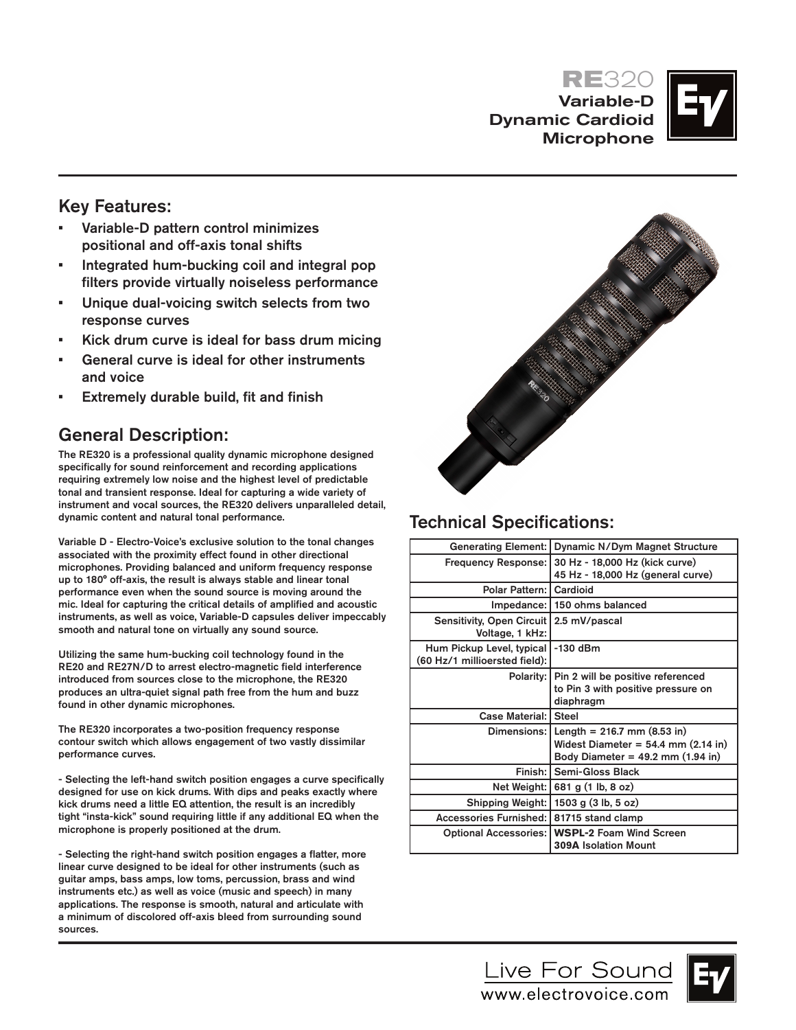# RE320

## Variable-D Dynamic Cardioid Microphone

## Key Features:

- Variable-D pattern control minimizes positional and off-axis tonal shifts
- Integrated hum-bucking coil and integral pop filters provide virtually noiseless performance
- Unique dual-voicing switch selects from two response curves
- Kick drum curve is ideal for bass drum micing
- General curve is ideal for other instruments and voice
- Extremely durable build, fit and finish

## General Description:

The RE320 is a professional quality dynamic microphone designed specifically for sound reinforcement and recording applications requiring extremely low noise and the highest level of predictable tonal and transient response. Ideal for capturing a wide variety of instrument and vocal sources, the RE320 delivers unparalleled detail, dynamic content and natural tonal performance.

Variable D - Electro-Voice's exclusive solution to the tonal changes associated with the proximity effect found in other directional microphones. Providing balanced and uniform frequency response up to 180° off-axis, the result is always stable and linear tonal performance even when the sound source is moving around the mic. Ideal for capturing the critical details of amplified and acoustic instruments, as well as voice, Variable-D capsules deliver impeccably smooth and natural tone on virtually any sound source.

Utilizing the same hum-bucking coil technology found in the RE20 and RE27N/D to arrest electro-magnetic field interference introduced from sources close to the microphone, the RE320 produces an ultra-quiet signal path free from the hum and buzz found in other dynamic microphones.

The RE320 incorporates a two-position frequency response contour switch which allows engagement of two vastly dissimilar performance curves.

- Selecting the left-hand switch position engages a curve specifically designed for use on kick drums. With dips and peaks exactly where kick drums need a little EQ attention, the result is an incredibly tight "insta-kick" sound requiring little if any additional EQ when the microphone is properly positioned at the drum.

- Selecting the right-hand switch position engages a flatter, more linear curve designed to be ideal for other instruments (such as guitar amps, bass amps, low toms, percussion, brass and wind instruments etc.) as well as voice (music and speech) in many applications. The response is smooth, natural and articulate with a minimum of discolored off-axis bleed from surrounding sound sources.

## Technical Specifications:

| | |
|---|---|
| Generating Element: | Dynamic N/Dym Magnet Structure |
| Frequency Response: | 30 Hz - 18,000 Hz (kick curve)<br>45 Hz - 18,000 Hz (general curve) |
| Polar Pattern: | Cardioid |
| Impedance: | 150 ohms balanced |
| Sensitivity, Open Circuit Voltage, 1 kHz: | 2.5 mV/pascal |
| Hum Pickup Level, typical (60 Hz/1 millioersted field): | -130 dBm |
| Polarity: | Pin 2 will be positive referenced to Pin 3 with positive pressure on diaphragm |
| Case Material: | Steel |
| Dimensions: | Length = 216.7 mm (8.53 in)<br>Widest Diameter = 54.4 mm (2.14 in)<br>Body Diameter = 49.2 mm (1.94 in) |
| Finish: | Semi-Gloss Black |
| Net Weight: | 681 g (1 lb, 8 oz) |
| Shipping Weight: | 1503 g (3 lb, 5 oz) |
| Accessories Furnished: | 81715 stand clamp |
| Optional Accessories: | **WSPL-2** Foam Wind Screen<br>**309A** Isolation Mount |

Live For Sound
www.electrovoice.com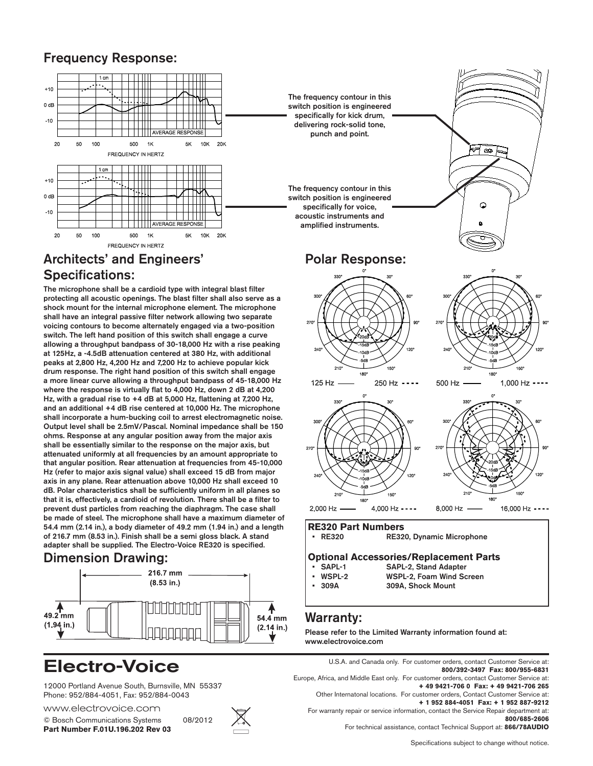## Frequency Response:

1 cm

+10

0 dB

-10

AVERAGE RESPONSE

20 50 100 500 1K 5K 10K 20K

FREQUENCY IN HERTZ

1 cm

+10

0 dB

-10

AVERAGE RESPONSE

20 50 100 500 1K 5K 10K 20K

FREQUENCY IN HERTZ

The frequency contour in this switch position is engineered specifically for kick drum, delivering rock-solid tone, punch and point.

The frequency contour in this switch position is engineered specifically for voice, acoustic instruments and amplified instruments.

## Architects' and Engineers' Specifications:

**The microphone shall be a cardioid type with integral blast filter protecting all acoustic openings. The blast filter shall also serve as a shock mount for the internal microphone element. The microphone shall have an integral passive filter network allowing two separate voicing contours to become alternately engaged via a two-position switch. The left hand position of this switch shall engage a curve allowing a throughput bandpass of 30-18,000 Hz with a rise peaking at 125Hz, a -4.5dB attenuation centered at 380 Hz, with additional peaks at 2,800 Hz, 4,200 Hz and 7,200 Hz to achieve popular kick drum response. The right hand position of this switch shall engage a more linear curve allowing a throughput bandpass of 45-18,000 Hz where the response is virtually flat to 4,000 Hz, down 2 dB at 4,200 Hz, with a gradual rise to +4 dB at 5,000 Hz, flattening at 7,200 Hz, and an additional +4 dB rise centered at 10,000 Hz. The microphone shall incorporate a hum-bucking coil to arrest electromagnetic noise. Output level shall be 2.5mV/Pascal. Nominal impedance shall be 150 ohms. Response at any angular position away from the major axis shall be essentially similar to the response on the major axis, but attenuated uniformly at all frequencies by an amount appropriate to that angular position. Rear attenuation at frequencies from 45-10,000 Hz (refer to major axis signal value) shall exceed 15 dB from major axis in any plane. Rear attenuation above 10,000 Hz shall exceed 10 dB. Polar characteristics shall be sufficiently uniform in all planes so that it is, effectively, a cardioid of revolution. There shall be a filter to prevent dust particles from reaching the diaphragm. The case shall be made of steel. The microphone shall have a maximum diameter of 54.4 mm (2.14 in.), a body diameter of 49.2 mm (1.94 in.) and a length of 216.7 mm (8.53 in.). Finish shall be a semi gloss black. A stand adapter shall be supplied. The Electro-Voice RE320 is specified.**

## Dimension Drawing:

216.7 mm (8.53 in.)

49.2 mm (1.94 in.)

54.4 mm (2.14 in.)

## Polar Response:

0° 30° 60° 90° 120° 150° 180° 210° 240° 270° 300° 330°

-20dB -15dB -10dB -5dB

125 Hz —— 250 Hz ----

500 Hz —— 1,000 Hz ----

2,000 Hz —— 4,000 Hz ----

8,000 Hz —— 16,000 Hz ----

**RE320 Part Numbers**

- **RE320** RE320, Dynamic Microphone

**Optional Accessories/Replacement Parts**

- **SAPL-1** SAPL-2, Stand Adapter
- **WSPL-2** WSPL-2, Foam Wind Screen
- **309A** 309A, Shock Mount

## Warranty:

**Please refer to the Limited Warranty information found at: www.electrovoice.com**

# Electro-Voice

12000 Portland Avenue South, Burnsville, MN 55337
Phone: 952/884-4051, Fax: 952/884-0043

www.electrovoice.com

© Bosch Communications Systems 08/2012
**Part Number F.01U.196.202 Rev 03**

U.S.A. and Canada only. For customer orders, contact Customer Service at: **800/392-3497 Fax: 800/955-6831**

Europe, Africa, and Middle East only. For customer orders, contact Customer Service at: **+ 49 9421-706 0 Fax: + 49 9421-706 265**

Other Internatonal locations. For customer orders, Contact Customer Service at: **+ 1 952 884-4051 Fax: + 1 952 887-9212**

For warranty repair or service information, contact the Service Repair department at: **800/685-2606**

For technical assistance, contact Technical Support at: **866/78AUDIO**

Specifications subject to change without notice.